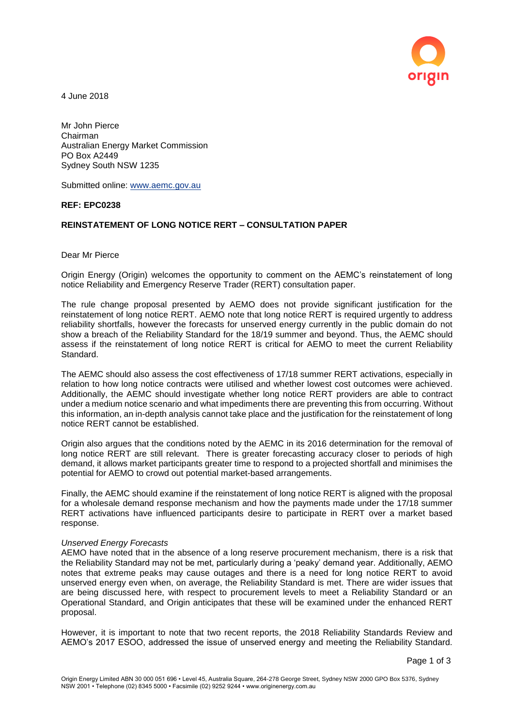4 June 2018

Mr John Pierce
Chairman
Australian Energy Market Commission
PO Box A2449
Sydney South NSW 1235

Submitted online: www.aemc.gov.au

**REF: EPC0238**

**REINSTATEMENT OF LONG NOTICE RERT – CONSULTATION PAPER**

Dear Mr Pierce

Origin Energy (Origin) welcomes the opportunity to comment on the AEMC's reinstatement of long notice Reliability and Emergency Reserve Trader (RERT) consultation paper.

The rule change proposal presented by AEMO does not provide significant justification for the reinstatement of long notice RERT. AEMO note that long notice RERT is required urgently to address reliability shortfalls, however the forecasts for unserved energy currently in the public domain do not show a breach of the Reliability Standard for the 18/19 summer and beyond. Thus, the AEMC should assess if the reinstatement of long notice RERT is critical for AEMO to meet the current Reliability Standard.

The AEMC should also assess the cost effectiveness of 17/18 summer RERT activations, especially in relation to how long notice contracts were utilised and whether lowest cost outcomes were achieved. Additionally, the AEMC should investigate whether long notice RERT providers are able to contract under a medium notice scenario and what impediments there are preventing this from occurring. Without this information, an in-depth analysis cannot take place and the justification for the reinstatement of long notice RERT cannot be established.

Origin also argues that the conditions noted by the AEMC in its 2016 determination for the removal of long notice RERT are still relevant. There is greater forecasting accuracy closer to periods of high demand, it allows market participants greater time to respond to a projected shortfall and minimises the potential for AEMO to crowd out potential market-based arrangements.

Finally, the AEMC should examine if the reinstatement of long notice RERT is aligned with the proposal for a wholesale demand response mechanism and how the payments made under the 17/18 summer RERT activations have influenced participants desire to participate in RERT over a market based response.

*Unserved Energy Forecasts*

AEMO have noted that in the absence of a long reserve procurement mechanism, there is a risk that the Reliability Standard may not be met, particularly during a 'peaky' demand year. Additionally, AEMO notes that extreme peaks may cause outages and there is a need for long notice RERT to avoid unserved energy even when, on average, the Reliability Standard is met. There are wider issues that are being discussed here, with respect to procurement levels to meet a Reliability Standard or an Operational Standard, and Origin anticipates that these will be examined under the enhanced RERT proposal.

However, it is important to note that two recent reports, the 2018 Reliability Standards Review and AEMO's 2017 ESOO, addressed the issue of unserved energy and meeting the Reliability Standard.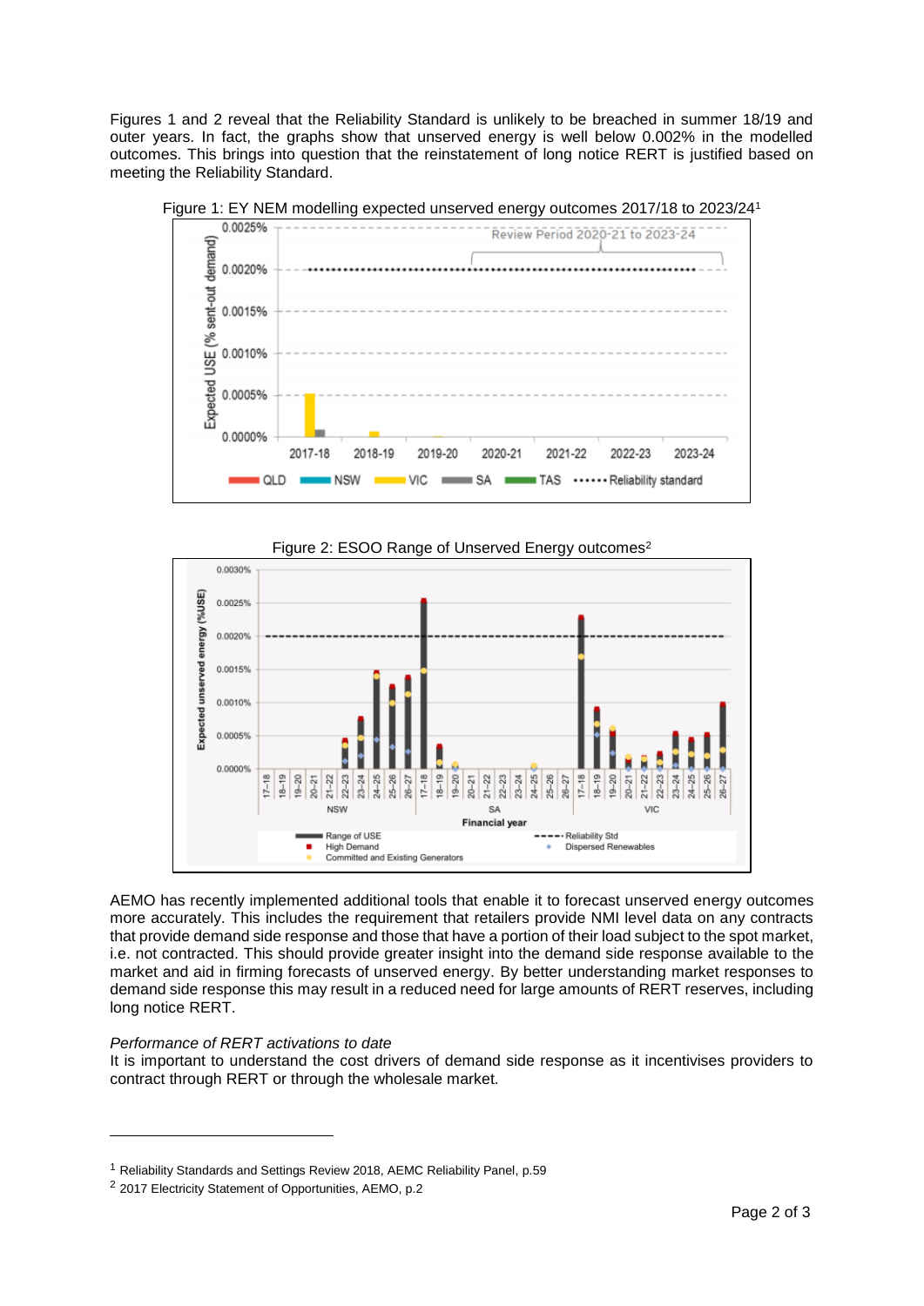Figures 1 and 2 reveal that the Reliability Standard is unlikely to be breached in summer 18/19 and outer years. In fact, the graphs show that unserved energy is well below 0.002% in the modelled outcomes. This brings into question that the reinstatement of long notice RERT is justified based on meeting the Reliability Standard.

Figure 1: EY NEM modelling expected unserved energy outcomes 2017/18 to 2023/24[1]

Figure 2: ESOO Range of Unserved Energy outcomes[2]

AEMO has recently implemented additional tools that enable it to forecast unserved energy outcomes more accurately. This includes the requirement that retailers provide NMI level data on any contracts that provide demand side response and those that have a portion of their load subject to the spot market, i.e. not contracted. This should provide greater insight into the demand side response available to the market and aid in firming forecasts of unserved energy. By better understanding market responses to demand side response this may result in a reduced need for large amounts of RERT reserves, including long notice RERT.

*Performance of RERT activations to date*

It is important to understand the cost drivers of demand side response as it incentivises providers to contract through RERT or through the wholesale market.

---

[1] Reliability Standards and Settings Review 2018, AEMC Reliability Panel, p.59

[2] 2017 Electricity Statement of Opportunities, AEMO, p.2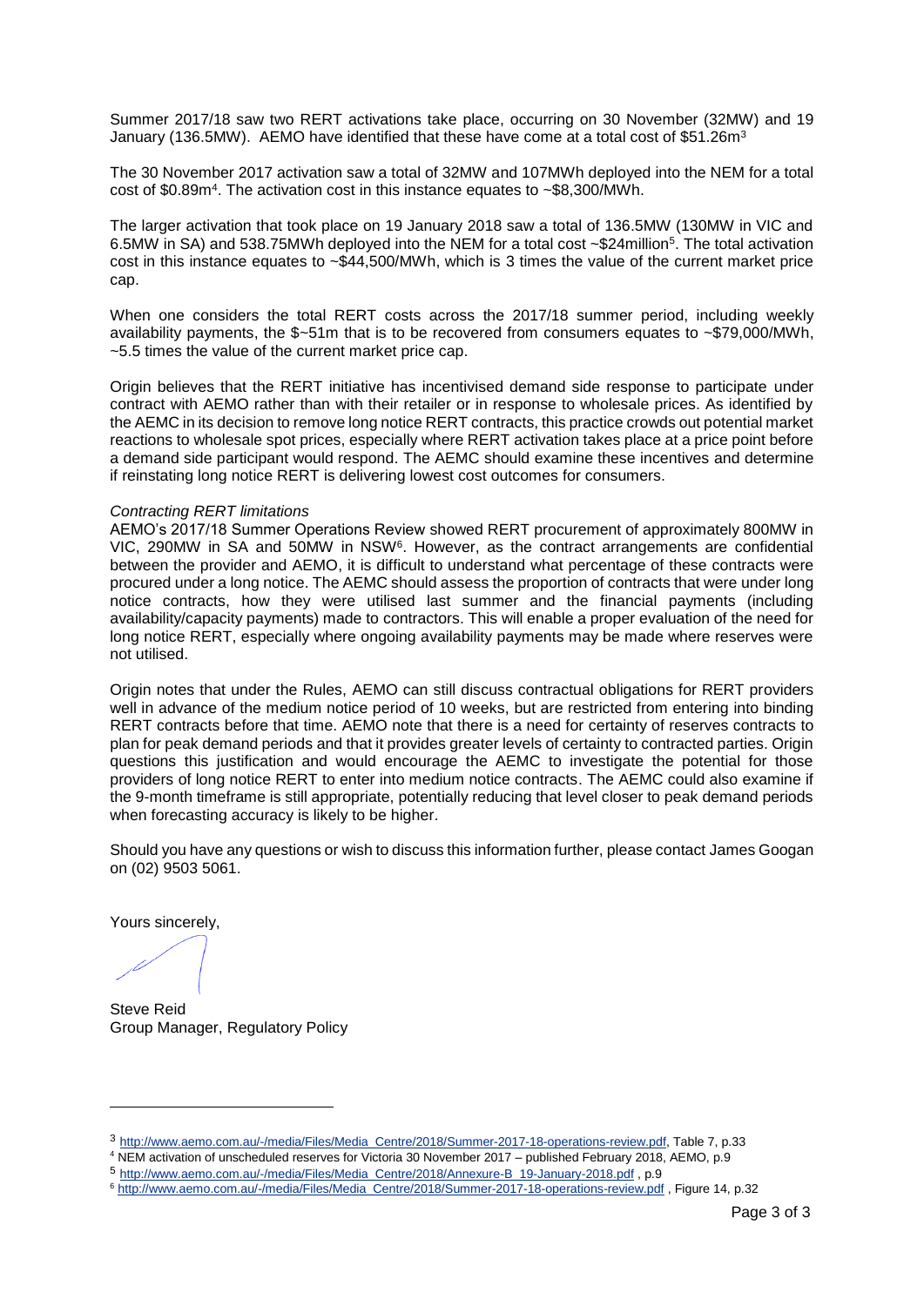Summer 2017/18 saw two RERT activations take place, occurring on 30 November (32MW) and 19 January (136.5MW). AEMO have identified that these have come at a total cost of $51.26m[3]

The 30 November 2017 activation saw a total of 32MW and 107MWh deployed into the NEM for a total cost of $0.89m[4]. The activation cost in this instance equates to ~$8,300/MWh.

The larger activation that took place on 19 January 2018 saw a total of 136.5MW (130MW in VIC and 6.5MW in SA) and 538.75MWh deployed into the NEM for a total cost ~$24million[5]. The total activation cost in this instance equates to ~$44,500/MWh, which is 3 times the value of the current market price cap.

When one considers the total RERT costs across the 2017/18 summer period, including weekly availability payments, the $~51m that is to be recovered from consumers equates to ~$79,000/MWh, ~5.5 times the value of the current market price cap.

Origin believes that the RERT initiative has incentivised demand side response to participate under contract with AEMO rather than with their retailer or in response to wholesale prices. As identified by the AEMC in its decision to remove long notice RERT contracts, this practice crowds out potential market reactions to wholesale spot prices, especially where RERT activation takes place at a price point before a demand side participant would respond. The AEMC should examine these incentives and determine if reinstating long notice RERT is delivering lowest cost outcomes for consumers.

*Contracting RERT limitations*

AEMO's 2017/18 Summer Operations Review showed RERT procurement of approximately 800MW in VIC, 290MW in SA and 50MW in NSW[6]. However, as the contract arrangements are confidential between the provider and AEMO, it is difficult to understand what percentage of these contracts were procured under a long notice. The AEMC should assess the proportion of contracts that were under long notice contracts, how they were utilised last summer and the financial payments (including availability/capacity payments) made to contractors. This will enable a proper evaluation of the need for long notice RERT, especially where ongoing availability payments may be made where reserves were not utilised.

Origin notes that under the Rules, AEMO can still discuss contractual obligations for RERT providers well in advance of the medium notice period of 10 weeks, but are restricted from entering into binding RERT contracts before that time. AEMO note that there is a need for certainty of reserves contracts to plan for peak demand periods and that it provides greater levels of certainty to contracted parties. Origin questions this justification and would encourage the AEMC to investigate the potential for those providers of long notice RERT to enter into medium notice contracts. The AEMC could also examine if the 9-month timeframe is still appropriate, potentially reducing that level closer to peak demand periods when forecasting accuracy is likely to be higher.

Should you have any questions or wish to discuss this information further, please contact James Googan on (02) 9503 5061.

Yours sincerely,

Steve Reid
Group Manager, Regulatory Policy

---

[3] http://www.aemo.com.au/-/media/Files/Media_Centre/2018/Summer-2017-18-operations-review.pdf, Table 7, p.33

[4] NEM activation of unscheduled reserves for Victoria 30 November 2017 – published February 2018, AEMO, p.9

[5] http://www.aemo.com.au/-/media/Files/Media_Centre/2018/Annexure-B_19-January-2018.pdf , p.9

[6] http://www.aemo.com.au/-/media/Files/Media_Centre/2018/Summer-2017-18-operations-review.pdf , Figure 14, p.32